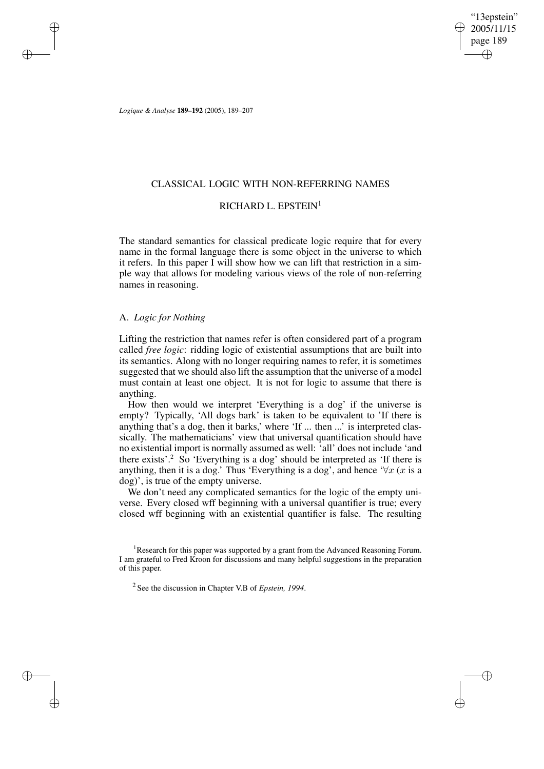# CLASSICAL LOGIC WITH NON-REFERRING NAMES

## RICHARD L. EPSTEIN[1]

The standard semantics for classical predicate logic require that for every name in the formal language there is some object in the universe to which it refers. In this paper I will show how we can lift that restriction in a simple way that allows for modeling various views of the role of non-referring names in reasoning.

### A. *Logic for Nothing*

Lifting the restriction that names refer is often considered part of a program called *free logic*: ridding logic of existential assumptions that are built into its semantics. Along with no longer requiring names to refer, it is sometimes suggested that we should also lift the assumption that the universe of a model must contain at least one object. It is not for logic to assume that there is anything.

How then would we interpret 'Everything is a dog' if the universe is empty? Typically, 'All dogs bark' is taken to be equivalent to 'If there is anything that's a dog, then it barks,' where 'If ... then ...' is interpreted classically. The mathematicians' view that universal quantification should have no existential import is normally assumed as well: 'all' does not include 'and there exists'.[2] So 'Everything is a dog' should be interpreted as 'If there is anything, then it is a dog.' Thus 'Everything is a dog', and hence '$\forall x$ ($x$ is a dog)', is true of the empty universe.

We don't need any complicated semantics for the logic of the empty universe. Every closed wff beginning with a universal quantifier is true; every closed wff beginning with an existential quantifier is false. The resulting

[1] Research for this paper was supported by a grant from the Advanced Reasoning Forum. I am grateful to Fred Kroon for discussions and many helpful suggestions in the preparation of this paper.

[2] See the discussion in Chapter V.B of *Epstein, 1994*.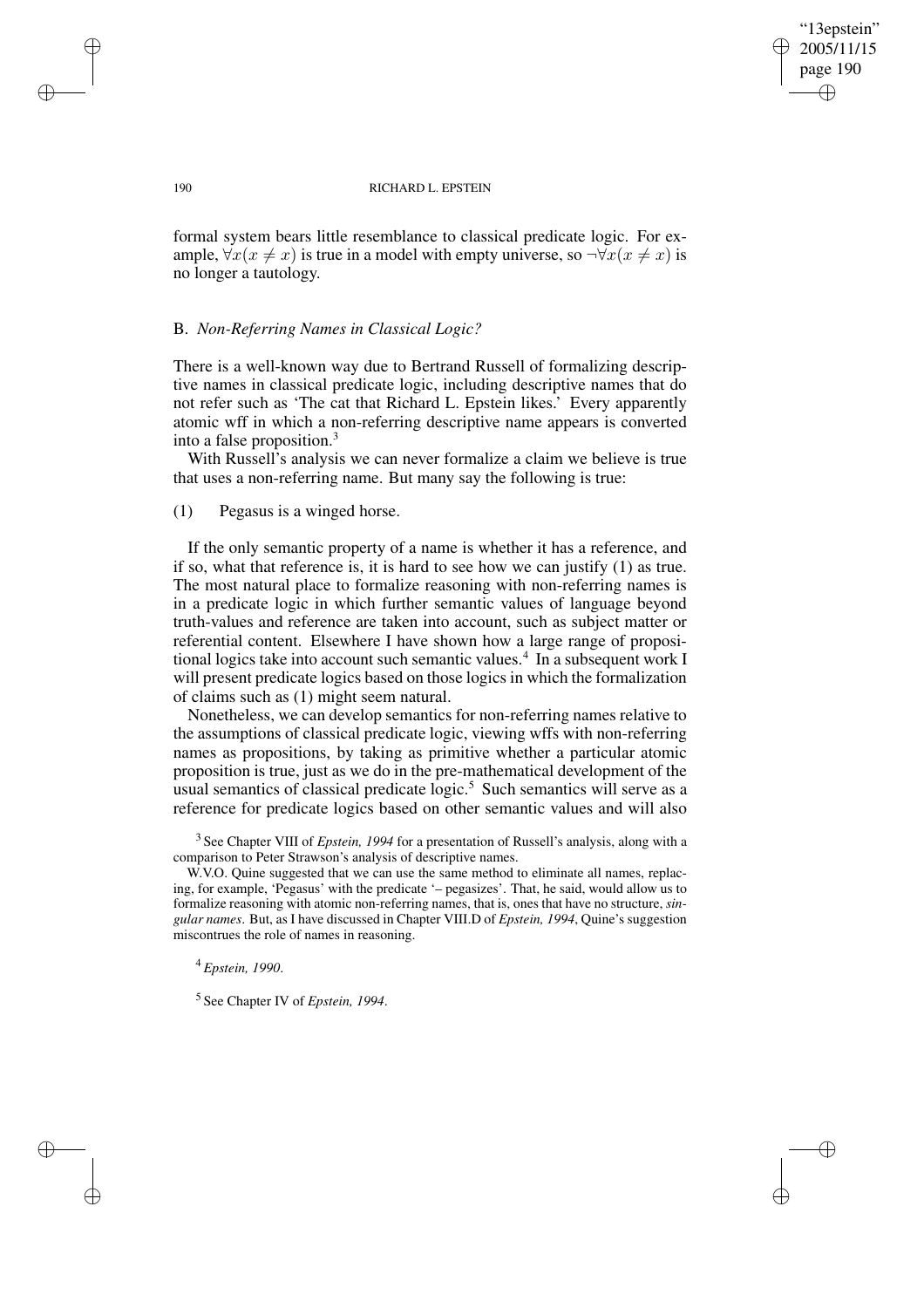formal system bears little resemblance to classical predicate logic. For example, $\forall x(x \neq x)$ is true in a model with empty universe, so $\neg\forall x(x \neq x)$ is no longer a tautology.

### B. *Non-Referring Names in Classical Logic?*

There is a well-known way due to Bertrand Russell of formalizing descriptive names in classical predicate logic, including descriptive names that do not refer such as 'The cat that Richard L. Epstein likes.' Every apparently atomic wff in which a non-referring descriptive name appears is converted into a false proposition.[3]

With Russell's analysis we can never formalize a claim we believe is true that uses a non-referring name. But many say the following is true:

(1) Pegasus is a winged horse.

If the only semantic property of a name is whether it has a reference, and if so, what that reference is, it is hard to see how we can justify (1) as true. The most natural place to formalize reasoning with non-referring names is in a predicate logic in which further semantic values of language beyond truth-values and reference are taken into account, such as subject matter or referential content. Elsewhere I have shown how a large range of propositional logics take into account such semantic values.[4] In a subsequent work I will present predicate logics based on those logics in which the formalization of claims such as (1) might seem natural.

Nonetheless, we can develop semantics for non-referring names relative to the assumptions of classical predicate logic, viewing wffs with non-referring names as propositions, by taking as primitive whether a particular atomic proposition is true, just as we do in the pre-mathematical development of the usual semantics of classical predicate logic.[5] Such semantics will serve as a reference for predicate logics based on other semantic values and will also

[3] See Chapter VIII of *Epstein, 1994* for a presentation of Russell's analysis, along with a comparison to Peter Strawson's analysis of descriptive names.

W.V.O. Quine suggested that we can use the same method to eliminate all names, replacing, for example, 'Pegasus' with the predicate '– pegasizes'. That, he said, would allow us to formalize reasoning with atomic non-referring names, that is, ones that have no structure, *singular names*. But, as I have discussed in Chapter VIII.D of *Epstein, 1994*, Quine's suggestion miscontrues the role of names in reasoning.

[4] *Epstein, 1990*.

[5] See Chapter IV of *Epstein, 1994*.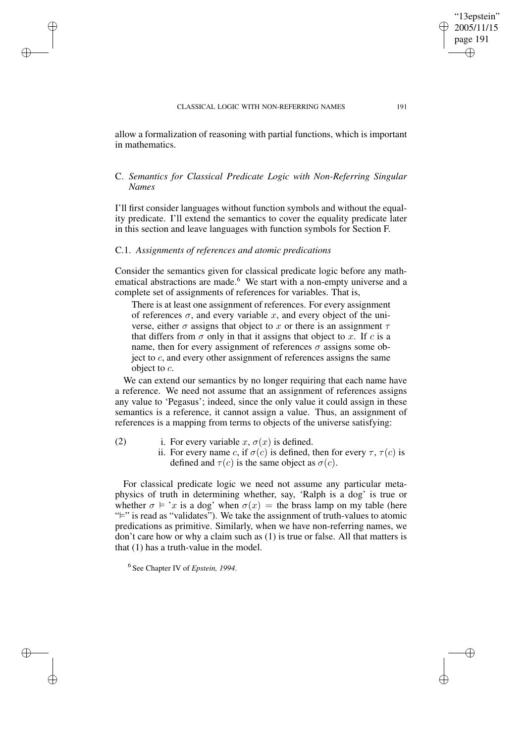allow a formalization of reasoning with partial functions, which is important in mathematics.

## C. *Semantics for Classical Predicate Logic with Non-Referring Singular Names*

I'll first consider languages without function symbols and without the equality predicate. I'll extend the semantics to cover the equality predicate later in this section and leave languages with function symbols for Section F.

### C.1. *Assignments of references and atomic predications*

Consider the semantics given for classical predicate logic before any mathematical abstractions are made.[6] We start with a non-empty universe and a complete set of assignments of references for variables. That is,

> There is at least one assignment of references. For every assignment of references $\sigma$, and every variable $x$, and every object of the universe, either $\sigma$ assigns that object to $x$ or there is an assignment $\tau$ that differs from $\sigma$ only in that it assigns that object to $x$. If $c$ is a name, then for every assignment of references $\sigma$ assigns some object to $c$, and every other assignment of references assigns the same object to $c$.

We can extend our semantics by no longer requiring that each name have a reference. We need not assume that an assignment of references assigns any value to 'Pegasus'; indeed, since the only value it could assign in these semantics is a reference, it cannot assign a value. Thus, an assignment of references is a mapping from terms to objects of the universe satisfying:

(2)
- i. For every variable $x$, $\sigma(x)$ is defined.
- ii. For every name $c$, if $\sigma(c)$ is defined, then for every $\tau$, $\tau(c)$ is defined and $\tau(c)$ is the same object as $\sigma(c)$.

For classical predicate logic we need not assume any particular metaphysics of truth in determining whether, say, 'Ralph is a dog' is true or whether $\sigma \vDash$ '$x$ is a dog' when $\sigma(x) =$ the brass lamp on my table (here "$\vDash$" is read as "validates"). We take the assignment of truth-values to atomic predications as primitive. Similarly, when we have non-referring names, we don't care how or why a claim such as (1) is true or false. All that matters is that (1) has a truth-value in the model.

[6] See Chapter IV of *Epstein, 1994*.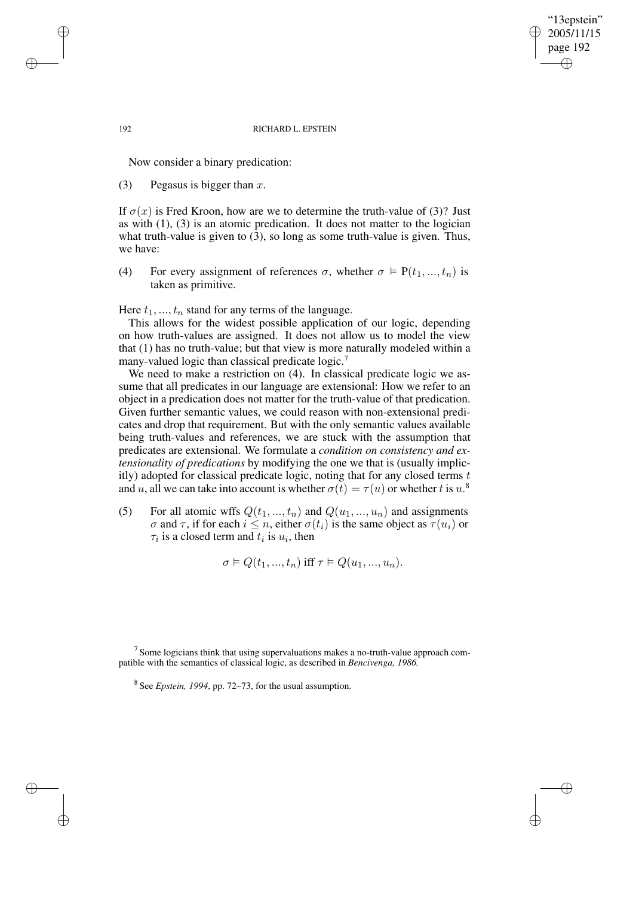Now consider a binary predication:

(3) Pegasus is bigger than $x$.

If $\sigma(x)$ is Fred Kroon, how are we to determine the truth-value of (3)? Just as with (1), (3) is an atomic predication. It does not matter to the logician what truth-value is given to (3), so long as some truth-value is given. Thus, we have:

(4) For every assignment of references $\sigma$, whether $\sigma \vDash \mathrm{P}(t_1, ..., t_n)$ is taken as primitive.

Here $t_1, ..., t_n$ stand for any terms of the language.

This allows for the widest possible application of our logic, depending on how truth-values are assigned. It does not allow us to model the view that (1) has no truth-value; but that view is more naturally modeled within a many-valued logic than classical predicate logic.[7]

We need to make a restriction on (4). In classical predicate logic we assume that all predicates in our language are extensional: How we refer to an object in a predication does not matter for the truth-value of that predication. Given further semantic values, we could reason with non-extensional predicates and drop that requirement. But with the only semantic values available being truth-values and references, we are stuck with the assumption that predicates are extensional. We formulate a *condition on consistency and extensionality of predications* by modifying the one we that is (usually implicitly) adopted for classical predicate logic, noting that for any closed terms $t$ and $u$, all we can take into account is whether $\sigma(t) = \tau(u)$ or whether $t$ is $u$.[8]

(5) For all atomic wffs $Q(t_1, ..., t_n)$ and $Q(u_1, ..., u_n)$ and assignments $\sigma$ and $\tau$, if for each $i \leq n$, either $\sigma(t_i)$ is the same object as $\tau(u_i)$ or $\tau_i$ is a closed term and $t_i$ is $u_i$, then

$$\sigma \vDash Q(t_1, ..., t_n) \text{ iff } \tau \vDash Q(u_1, ..., u_n).$$

[7] Some logicians think that using supervaluations makes a no-truth-value approach compatible with the semantics of classical logic, as described in *Bencivenga, 1986.*

[8] See *Epstein, 1994*, pp. 72–73, for the usual assumption.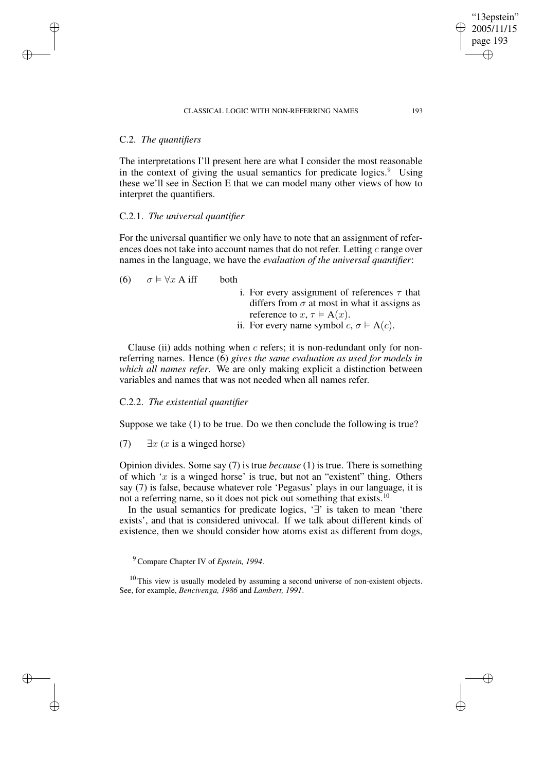## C.2. *The quantifiers*

The interpretations I'll present here are what I consider the most reasonable in the context of giving the usual semantics for predicate logics.[9] Using these we'll see in Section E that we can model many other views of how to interpret the quantifiers.

### C.2.1. *The universal quantifier*

For the universal quantifier we only have to note that an assignment of references does not take into account names that do not refer. Letting $c$ range over names in the language, we have the *evaluation of the universal quantifier*:

(6) $\sigma \vDash \forall x \text{ A}$ iff both

i. For every assignment of references $\tau$ that differs from $\sigma$ at most in what it assigns as reference to $x$, $\tau \vDash \text{A}(x)$.

ii. For every name symbol $c$, $\sigma \vDash \text{A}(c)$.

Clause (ii) adds nothing when $c$ refers; it is non-redundant only for non-referring names. Hence (6) *gives the same evaluation as used for models in which all names refer*. We are only making explicit a distinction between variables and names that was not needed when all names refer.

### C.2.2. *The existential quantifier*

Suppose we take (1) to be true. Do we then conclude the following is true?

(7) $\exists x$ ($x$ is a winged horse)

Opinion divides. Some say (7) is true *because* (1) is true. There is something of which '$x$ is a winged horse' is true, but not an "existent" thing. Others say (7) is false, because whatever role 'Pegasus' plays in our language, it is not a referring name, so it does not pick out something that exists.[10]

In the usual semantics for predicate logics, '$\exists$' is taken to mean 'there exists', and that is considered univocal. If we talk about different kinds of existence, then we should consider how atoms exist as different from dogs,

[9] Compare Chapter IV of *Epstein, 1994*.

[10] This view is usually modeled by assuming a second universe of non-existent objects. See, for example, *Bencivenga, 1986* and *Lambert, 1991*.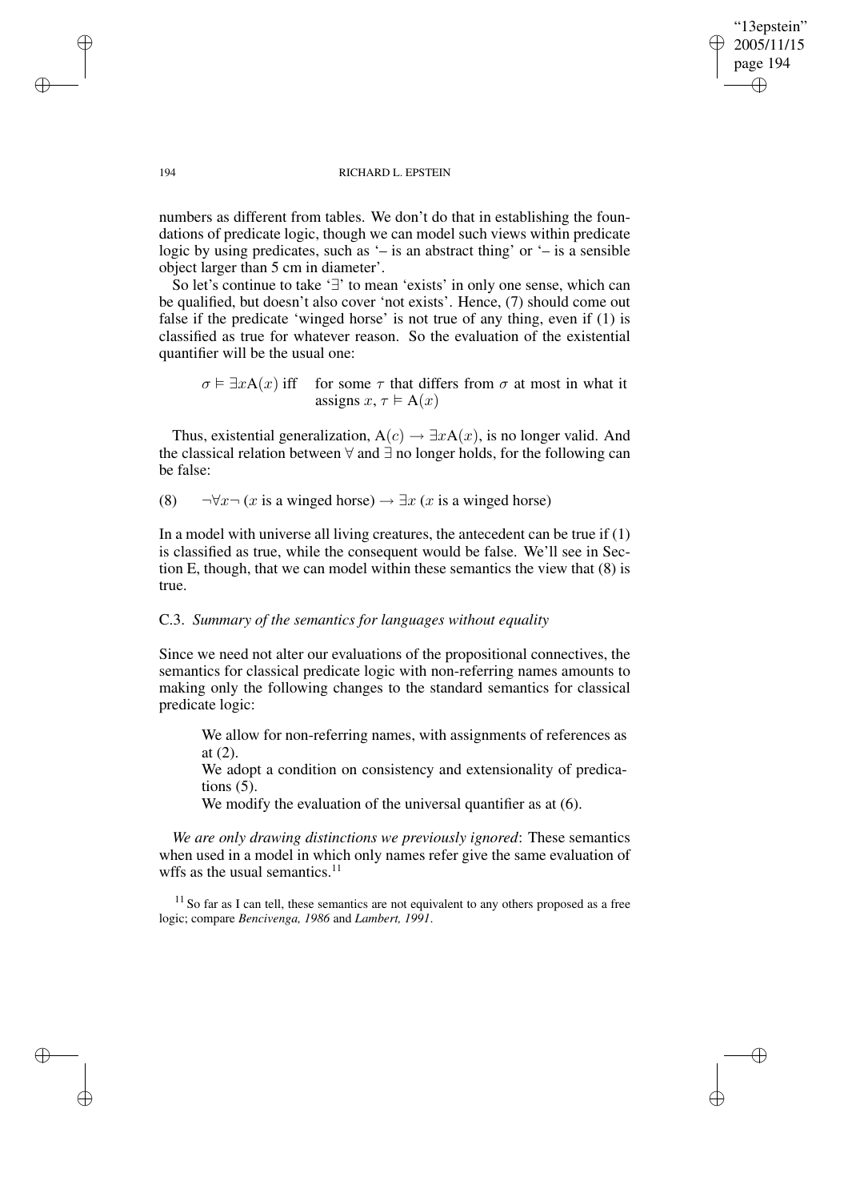numbers as different from tables. We don't do that in establishing the foundations of predicate logic, though we can model such views within predicate logic by using predicates, such as '– is an abstract thing' or '– is a sensible object larger than 5 cm in diameter'.

So let's continue to take '$\exists$' to mean 'exists' in only one sense, which can be qualified, but doesn't also cover 'not exists'. Hence, (7) should come out false if the predicate 'winged horse' is not true of any thing, even if (1) is classified as true for whatever reason. So the evaluation of the existential quantifier will be the usual one:

$\sigma \vDash \exists x \mathrm{A}(x)$ iff  for some $\tau$ that differs from $\sigma$ at most in what it assigns $x$, $\tau \vDash \mathrm{A}(x)$

Thus, existential generalization, $\mathrm{A}(c) \rightarrow \exists x \mathrm{A}(x)$, is no longer valid. And the classical relation between $\forall$ and $\exists$ no longer holds, for the following can be false:

(8) $\neg \forall x \neg$ ($x$ is a winged horse) $\rightarrow \exists x$ ($x$ is a winged horse)

In a model with universe all living creatures, the antecedent can be true if (1) is classified as true, while the consequent would be false. We'll see in Section E, though, that we can model within these semantics the view that (8) is true.

### C.3. *Summary of the semantics for languages without equality*

Since we need not alter our evaluations of the propositional connectives, the semantics for classical predicate logic with non-referring names amounts to making only the following changes to the standard semantics for classical predicate logic:

We allow for non-referring names, with assignments of references as at (2).

We adopt a condition on consistency and extensionality of predications (5).

We modify the evaluation of the universal quantifier as at (6).

*We are only drawing distinctions we previously ignored*: These semantics when used in a model in which only names refer give the same evaluation of wffs as the usual semantics.[11]

[11] So far as I can tell, these semantics are not equivalent to any others proposed as a free logic; compare *Bencivenga, 1986* and *Lambert, 1991*.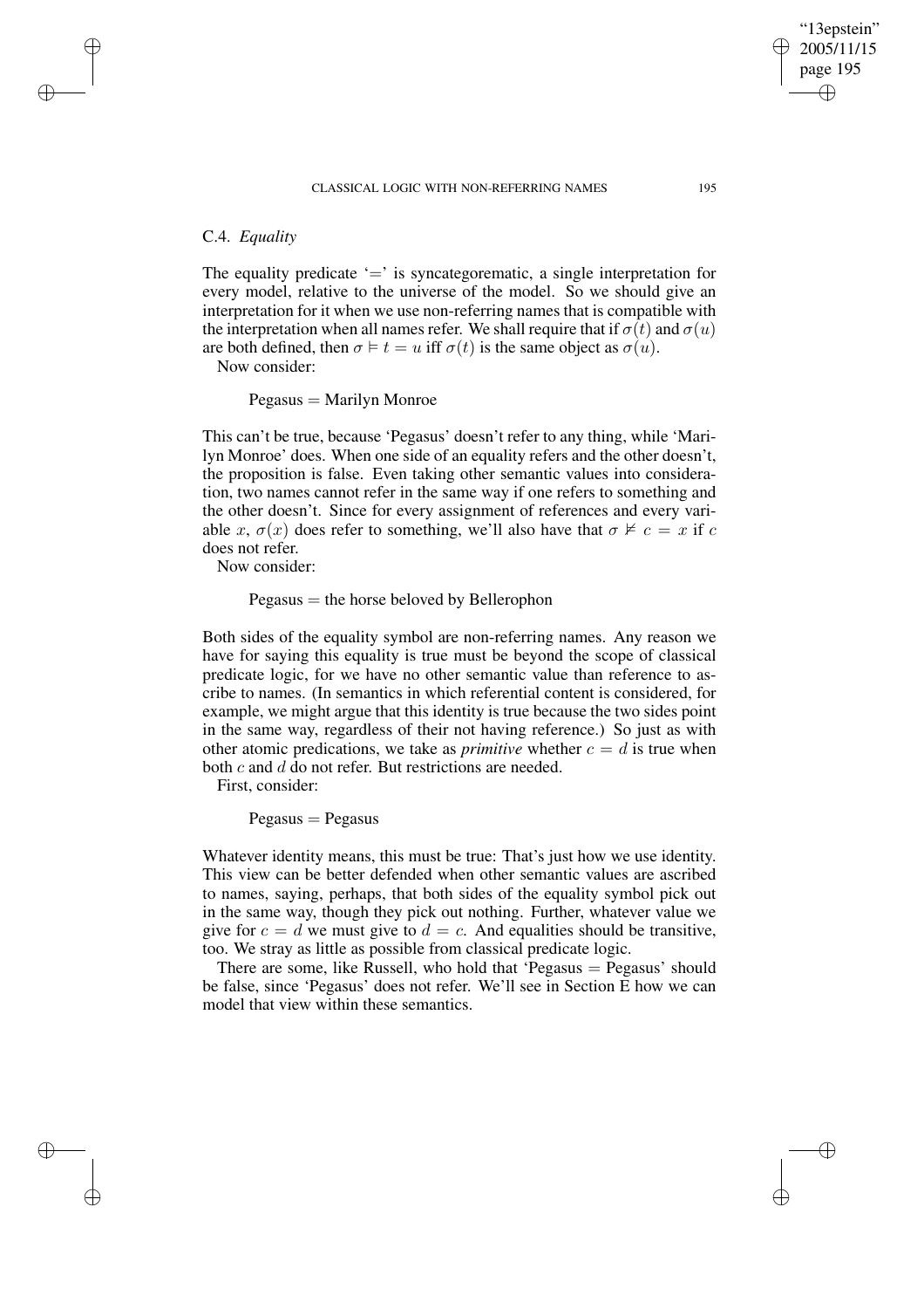## C.4. *Equality*

The equality predicate '=' is syncategorematic, a single interpretation for every model, relative to the universe of the model. So we should give an interpretation for it when we use non-referring names that is compatible with the interpretation when all names refer. We shall require that if $\sigma(t)$ and $\sigma(u)$ are both defined, then $\sigma \vDash t = u$ iff $\sigma(t)$ is the same object as $\sigma(u)$.

Now consider:

Pegasus = Marilyn Monroe

This can't be true, because 'Pegasus' doesn't refer to any thing, while 'Marilyn Monroe' does. When one side of an equality refers and the other doesn't, the proposition is false. Even taking other semantic values into consideration, two names cannot refer in the same way if one refers to something and the other doesn't. Since for every assignment of references and every variable $x$, $\sigma(x)$ does refer to something, we'll also have that $\sigma \nvDash c = x$ if $c$ does not refer.

Now consider:

Pegasus = the horse beloved by Bellerophon

Both sides of the equality symbol are non-referring names. Any reason we have for saying this equality is true must be beyond the scope of classical predicate logic, for we have no other semantic value than reference to ascribe to names. (In semantics in which referential content is considered, for example, we might argue that this identity is true because the two sides point in the same way, regardless of their not having reference.) So just as with other atomic predications, we take as *primitive* whether $c = d$ is true when both $c$ and $d$ do not refer. But restrictions are needed.

First, consider:

Pegasus = Pegasus

Whatever identity means, this must be true: That's just how we use identity. This view can be better defended when other semantic values are ascribed to names, saying, perhaps, that both sides of the equality symbol pick out in the same way, though they pick out nothing. Further, whatever value we give for $c = d$ we must give to $d = c$. And equalities should be transitive, too. We stray as little as possible from classical predicate logic.

There are some, like Russell, who hold that 'Pegasus = Pegasus' should be false, since 'Pegasus' does not refer. We'll see in Section E how we can model that view within these semantics.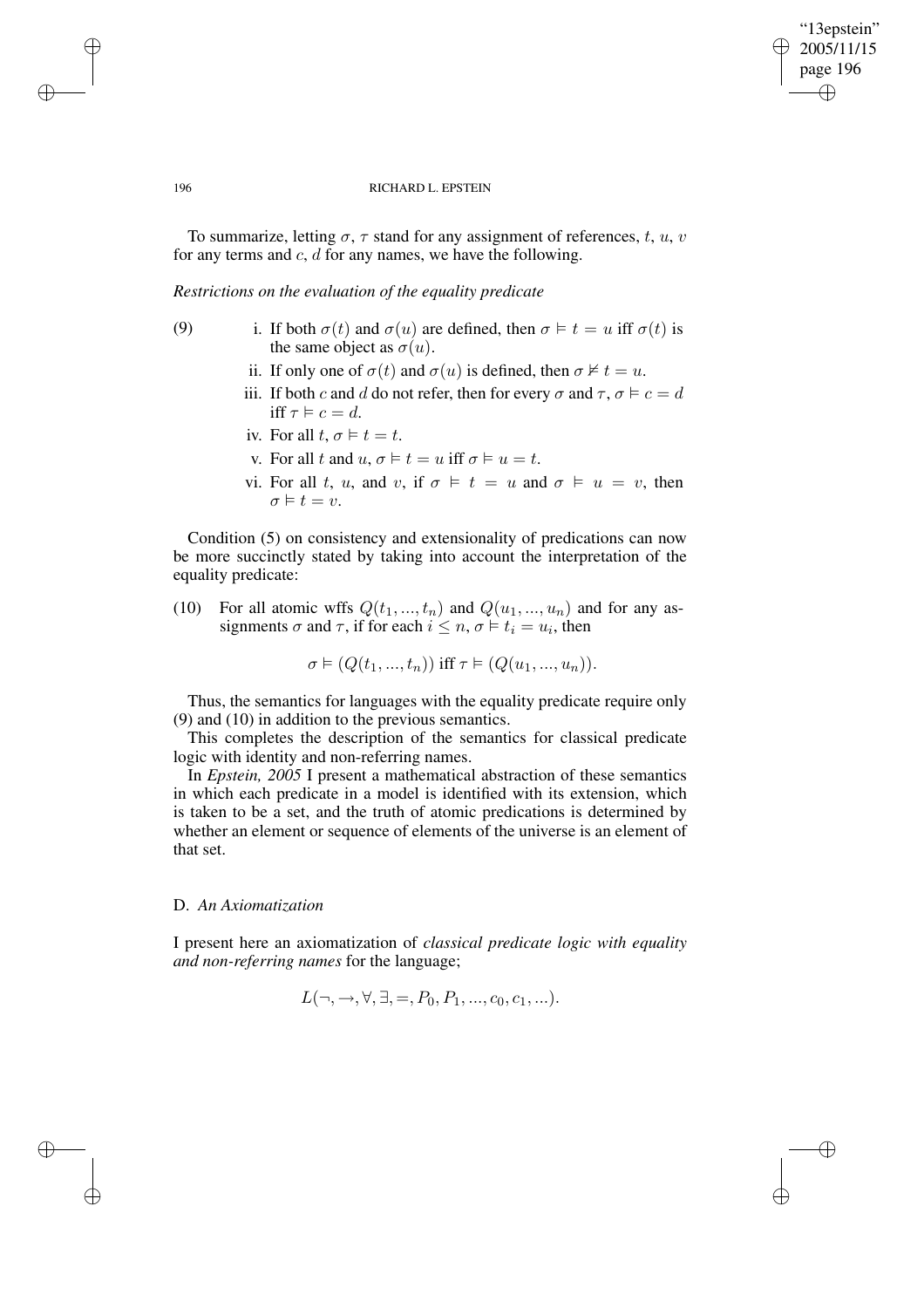To summarize, letting $\sigma$, $\tau$ stand for any assignment of references, $t$, $u$, $v$ for any terms and $c$, $d$ for any names, we have the following.

*Restrictions on the evaluation of the equality predicate*

(9)

i. If both $\sigma(t)$ and $\sigma(u)$ are defined, then $\sigma \vDash t = u$ iff $\sigma(t)$ is the same object as $\sigma(u)$.

ii. If only one of $\sigma(t)$ and $\sigma(u)$ is defined, then $\sigma \nvDash t = u$.

iii. If both $c$ and $d$ do not refer, then for every $\sigma$ and $\tau$, $\sigma \vDash c = d$ iff $\tau \vDash c = d$.

iv. For all $t$, $\sigma \vDash t = t$.

v. For all $t$ and $u$, $\sigma \vDash t = u$ iff $\sigma \vDash u = t$.

vi. For all $t$, $u$, and $v$, if $\sigma \vDash t = u$ and $\sigma \vDash u = v$, then $\sigma \vDash t = v$.

Condition (5) on consistency and extensionality of predications can now be more succinctly stated by taking into account the interpretation of the equality predicate:

(10) For all atomic wffs $Q(t_1, ..., t_n)$ and $Q(u_1, ..., u_n)$ and for any assignments $\sigma$ and $\tau$, if for each $i \leq n$, $\sigma \vDash t_i = u_i$, then

$$\sigma \vDash (Q(t_1, ..., t_n)) \text{ iff } \tau \vDash (Q(u_1, ..., u_n)).$$

Thus, the semantics for languages with the equality predicate require only (9) and (10) in addition to the previous semantics.

This completes the description of the semantics for classical predicate logic with identity and non-referring names.

In *Epstein, 2005* I present a mathematical abstraction of these semantics in which each predicate in a model is identified with its extension, which is taken to be a set, and the truth of atomic predications is determined by whether an element or sequence of elements of the universe is an element of that set.

## D. *An Axiomatization*

I present here an axiomatization of *classical predicate logic with equality and non-referring names* for the language;

$$L(\neg, \rightarrow, \forall, \exists, =, P_0, P_1, ..., c_0, c_1, ...).$$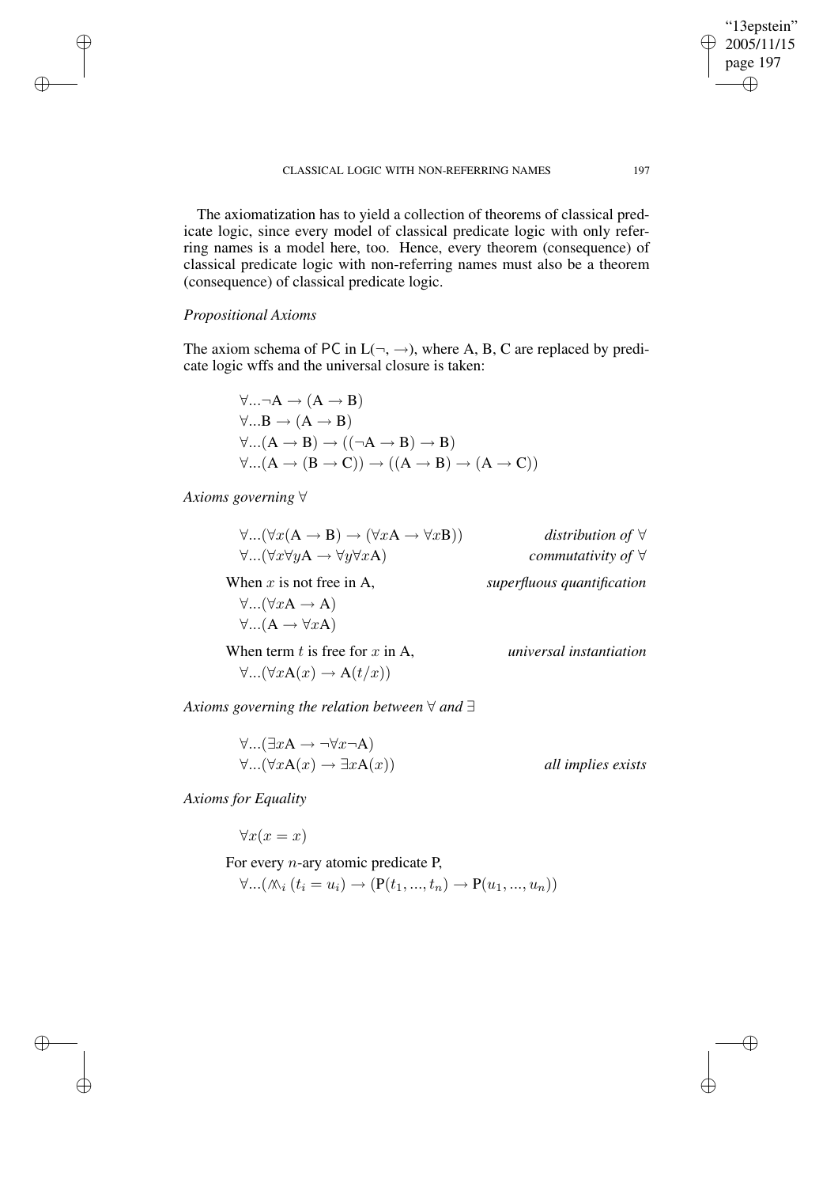The axiomatization has to yield a collection of theorems of classical predicate logic, since every model of classical predicate logic with only referring names is a model here, too. Hence, every theorem (consequence) of classical predicate logic with non-referring names must also be a theorem (consequence) of classical predicate logic.

*Propositional Axioms*

The axiom schema of PC in $\mathrm{L}(\neg, \rightarrow)$, where A, B, C are replaced by predicate logic wffs and the universal closure is taken:

$$\forall ... \neg \mathrm{A} \rightarrow (\mathrm{A} \rightarrow \mathrm{B})$$
$$\forall ... \mathrm{B} \rightarrow (\mathrm{A} \rightarrow \mathrm{B})$$
$$\forall ... (\mathrm{A} \rightarrow \mathrm{B}) \rightarrow ((\neg \mathrm{A} \rightarrow \mathrm{B}) \rightarrow \mathrm{B})$$
$$\forall ... (\mathrm{A} \rightarrow (\mathrm{B} \rightarrow \mathrm{C})) \rightarrow ((\mathrm{A} \rightarrow \mathrm{B}) \rightarrow (\mathrm{A} \rightarrow \mathrm{C}))$$

*Axioms governing* $\forall$

$\forall ... (\forall x (\mathrm{A} \rightarrow \mathrm{B}) \rightarrow (\forall x \mathrm{A} \rightarrow \forall x \mathrm{B}))$ — *distribution of* $\forall$

$\forall ... (\forall x \forall y \mathrm{A} \rightarrow \forall y \forall x \mathrm{A})$ — *commutativity of* $\forall$

When $x$ is not free in A, — *superfluous quantification*

$$\forall ... (\forall x \mathrm{A} \rightarrow \mathrm{A})$$
$$\forall ... (\mathrm{A} \rightarrow \forall x \mathrm{A})$$

When term $t$ is free for $x$ in A, — *universal instantiation*

$$\forall ... (\forall x \mathrm{A}(x) \rightarrow \mathrm{A}(t/x))$$

*Axioms governing the relation between* $\forall$ *and* $\exists$

$$\forall ... (\exists x \mathrm{A} \rightarrow \neg \forall x \neg \mathrm{A})$$

$\forall ... (\forall x \mathrm{A}(x) \rightarrow \exists x \mathrm{A}(x))$ — *all implies exists*

*Axioms for Equality*

$$\forall x (x = x)$$

For every $n$-ary atomic predicate P,

$$\forall ... (\bigwedge_i (t_i = u_i) \rightarrow (\mathrm{P}(t_1, ..., t_n) \rightarrow \mathrm{P}(u_1, ..., u_n))$$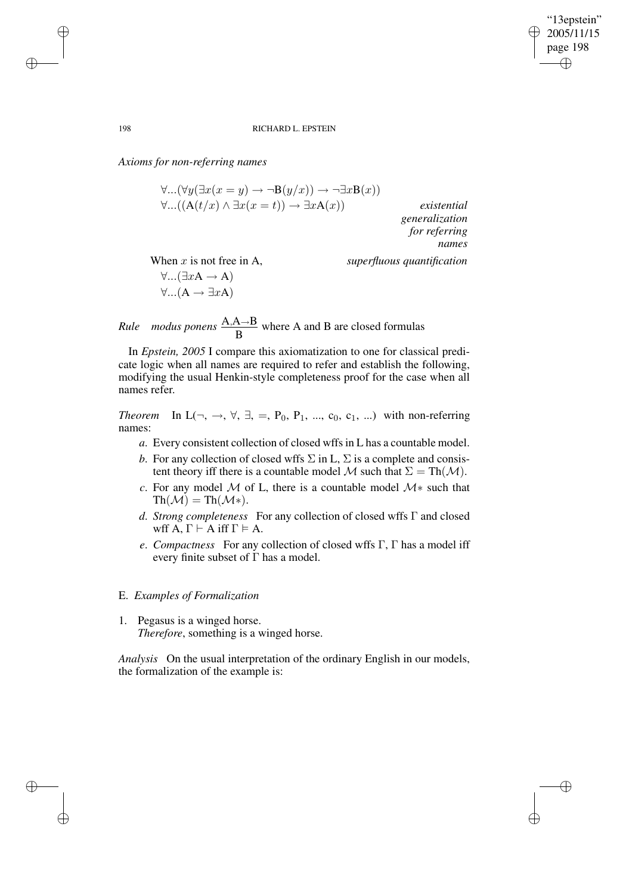*Axioms for non-referring names*

$$\forall ...(\forall y(\exists x(x = y) \rightarrow \neg \mathrm{B}(y/x)) \rightarrow \neg \exists x \mathrm{B}(x))$$

$$\forall ...((\mathrm{A}(t/x) \wedge \exists x(x = t)) \rightarrow \exists x \mathrm{A}(x)) \qquad \textit{existential generalization for referring names}$$

When $x$ is not free in A, *superfluous quantification*

$$\forall ...(\exists x \mathrm{A} \rightarrow \mathrm{A})$$

$$\forall ...(\mathrm{A} \rightarrow \exists x \mathrm{A})$$

*Rule* *modus ponens* $\frac{\mathrm{A}, \mathrm{A} \rightarrow \mathrm{B}}{\mathrm{B}}$ where A and B are closed formulas

In *Epstein, 2005* I compare this axiomatization to one for classical predicate logic when all names are required to refer and establish the following, modifying the usual Henkin-style completeness proof for the case when all names refer.

*Theorem* In $\mathrm{L}(\neg, \rightarrow, \forall, \exists, =, \mathrm{P}_0, \mathrm{P}_1, ..., \mathrm{c}_0, \mathrm{c}_1, ...)$ with non-referring names:

- *a*. Every consistent collection of closed wffs in L has a countable model.
- *b*. For any collection of closed wffs $\Sigma$ in L, $\Sigma$ is a complete and consistent theory iff there is a countable model $\mathcal{M}$ such that $\Sigma = \mathrm{Th}(\mathcal{M})$.
- *c*. For any model $\mathcal{M}$ of L, there is a countable model $\mathcal{M}*$ such that $\mathrm{Th}(\mathcal{M}) = \mathrm{Th}(\mathcal{M}*)$.
- *d*. *Strong completeness* For any collection of closed wffs $\Gamma$ and closed wff A, $\Gamma \vdash \mathrm{A}$ iff $\Gamma \vDash \mathrm{A}$.
- *e*. *Compactness* For any collection of closed wffs $\Gamma$, $\Gamma$ has a model iff every finite subset of $\Gamma$ has a model.

## E. *Examples of Formalization*

1. Pegasus is a winged horse.
   *Therefore*, something is a winged horse.

*Analysis* On the usual interpretation of the ordinary English in our models, the formalization of the example is: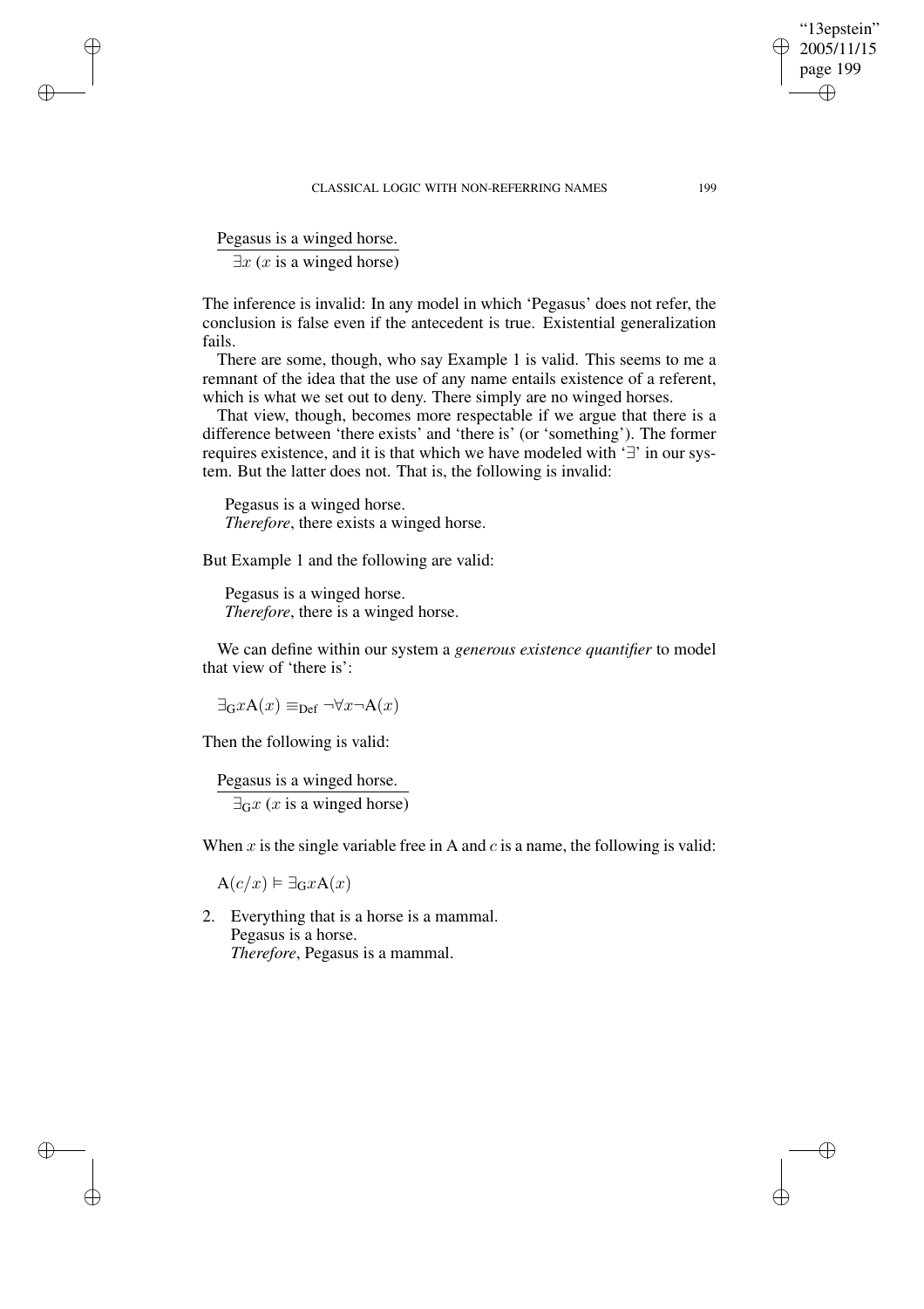Pegasus is a winged horse.
$\exists x$ ($x$ is a winged horse)

The inference is invalid: In any model in which 'Pegasus' does not refer, the conclusion is false even if the antecedent is true. Existential generalization fails.

There are some, though, who say Example 1 is valid. This seems to me a remnant of the idea that the use of any name entails existence of a referent, which is what we set out to deny. There simply are no winged horses.

That view, though, becomes more respectable if we argue that there is a difference between 'there exists' and 'there is' (or 'something'). The former requires existence, and it is that which we have modeled with '$\exists$' in our system. But the latter does not. That is, the following is invalid:

Pegasus is a winged horse.
*Therefore*, there exists a winged horse.

But Example 1 and the following are valid:

Pegasus is a winged horse.
*Therefore*, there is a winged horse.

We can define within our system a *generous existence quantifier* to model that view of 'there is':

$$\exists_{\mathrm{G}} x \mathrm{A}(x) \equiv_{\mathrm{Def}} \neg \forall x \neg \mathrm{A}(x)$$

Then the following is valid:

Pegasus is a winged horse.
$\exists_{\mathrm{G}} x$ ($x$ is a winged horse)

When $x$ is the single variable free in A and $c$ is a name, the following is valid:

$$\mathrm{A}(c/x) \vDash \exists_{\mathrm{G}} x \mathrm{A}(x)$$

2. Everything that is a horse is a mammal.
   Pegasus is a horse.
   *Therefore*, Pegasus is a mammal.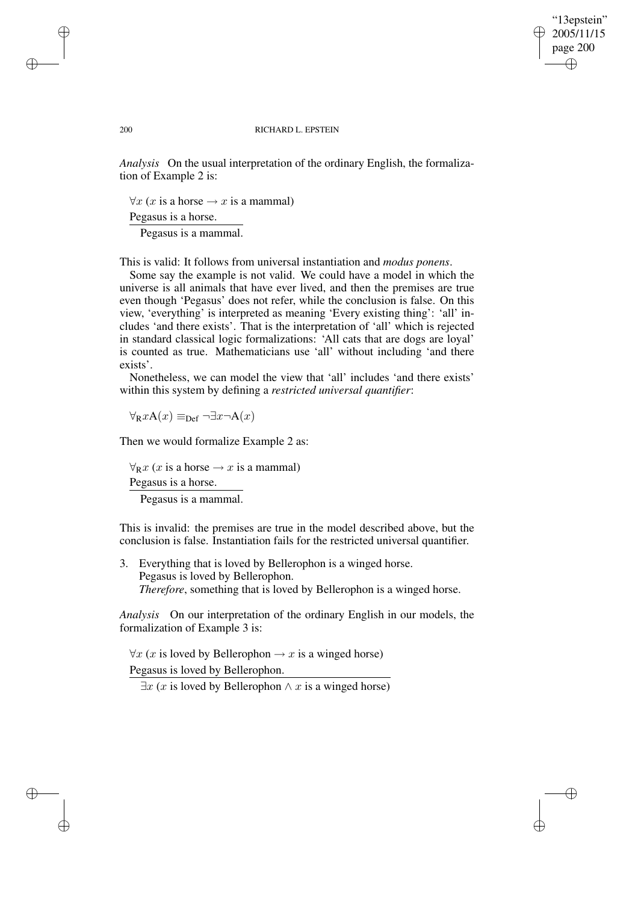*Analysis* On the usual interpretation of the ordinary English, the formalization of Example 2 is:

$\forall x$ ($x$ is a horse $\rightarrow$ $x$ is a mammal)
Pegasus is a horse.
―――――――――――
   Pegasus is a mammal.

This is valid: It follows from universal instantiation and *modus ponens*.

Some say the example is not valid. We could have a model in which the universe is all animals that have ever lived, and then the premises are true even though 'Pegasus' does not refer, while the conclusion is false. On this view, 'everything' is interpreted as meaning 'Every existing thing': 'all' includes 'and there exists'. That is the interpretation of 'all' which is rejected in standard classical logic formalizations: 'All cats that are dogs are loyal' is counted as true. Mathematicians use 'all' without including 'and there exists'.

Nonetheless, we can model the view that 'all' includes 'and there exists' within this system by defining a *restricted universal quantifier*:

$\forall_{\mathrm{R}} x \mathrm{A}(x) \equiv_{\mathrm{Def}} \neg\exists x \neg \mathrm{A}(x)$

Then we would formalize Example 2 as:

$\forall_{\mathrm{R}} x$ ($x$ is a horse $\rightarrow$ $x$ is a mammal)
Pegasus is a horse.
―――――――――――
   Pegasus is a mammal.

This is invalid: the premises are true in the model described above, but the conclusion is false. Instantiation fails for the restricted universal quantifier.

3. Everything that is loved by Bellerophon is a winged horse.
   Pegasus is loved by Bellerophon.
   *Therefore*, something that is loved by Bellerophon is a winged horse.

*Analysis* On our interpretation of the ordinary English in our models, the formalization of Example 3 is:

$\forall x$ ($x$ is loved by Bellerophon $\rightarrow$ $x$ is a winged horse)
Pegasus is loved by Bellerophon.
――――――――――――――――――――――
   $\exists x$ ($x$ is loved by Bellerophon $\wedge$ $x$ is a winged horse)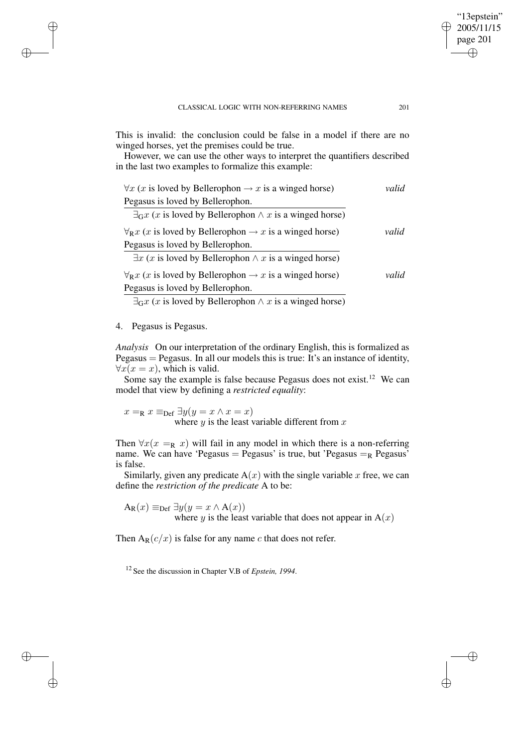This is invalid: the conclusion could be false in a model if there are no winged horses, yet the premises could be true.

However, we can use the other ways to interpret the quantifiers described in the last two examples to formalize this example:

$\forall x$ ($x$ is loved by Bellerophon $\rightarrow$ $x$ is a winged horse) *valid*
Pegasus is loved by Bellerophon.
―――――――――――――――――――――――――――
$\exists_{\mathrm{G}} x$ ($x$ is loved by Bellerophon $\wedge$ $x$ is a winged horse)

$\forall_{\mathrm{R}} x$ ($x$ is loved by Bellerophon $\rightarrow$ $x$ is a winged horse) *valid*
Pegasus is loved by Bellerophon.
―――――――――――――――――――――――――――
$\exists x$ ($x$ is loved by Bellerophon $\wedge$ $x$ is a winged horse)

$\forall_{\mathrm{R}} x$ ($x$ is loved by Bellerophon $\rightarrow$ $x$ is a winged horse) *valid*
Pegasus is loved by Bellerophon.
―――――――――――――――――――――――――――
$\exists_{\mathrm{G}} x$ ($x$ is loved by Bellerophon $\wedge$ $x$ is a winged horse)

4. Pegasus is Pegasus.

*Analysis* On our interpretation of the ordinary English, this is formalized as Pegasus = Pegasus. In all our models this is true: It's an instance of identity, $\forall x(x = x)$, which is valid.

Some say the example is false because Pegasus does not exist.[12] We can model that view by defining a *restricted equality*:

$x =_{\mathrm{R}} x \equiv_{\mathrm{Def}} \exists y(y = x \wedge x = x)$
where $y$ is the least variable different from $x$

Then $\forall x(x =_{\mathrm{R}} x)$ will fail in any model in which there is a non-referring name. We can have 'Pegasus = Pegasus' is true, but 'Pegasus $=_{\mathrm{R}}$ Pegasus' is false.

Similarly, given any predicate $\mathrm{A}(x)$ with the single variable $x$ free, we can define the *restriction of the predicate* A to be:

$\mathrm{A}_{\mathrm{R}}(x) \equiv_{\mathrm{Def}} \exists y(y = x \wedge \mathrm{A}(x))$
where $y$ is the least variable that does not appear in $\mathrm{A}(x)$

Then $\mathrm{A}_{\mathrm{R}}(c/x)$ is false for any name $c$ that does not refer.

[12] See the discussion in Chapter V.B of *Epstein, 1994*.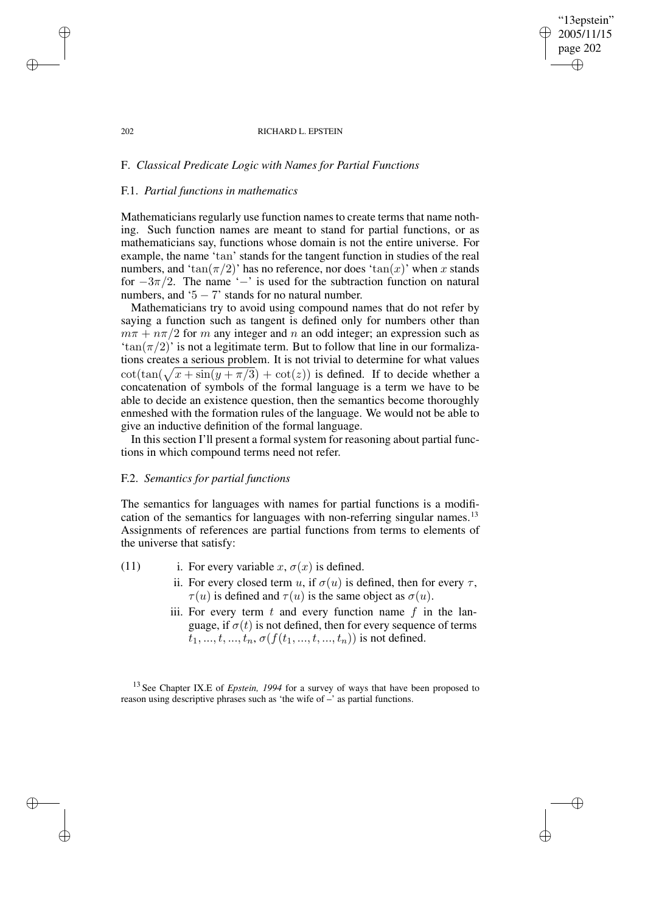## F. *Classical Predicate Logic with Names for Partial Functions*

### F.1. *Partial functions in mathematics*

Mathematicians regularly use function names to create terms that name nothing. Such function names are meant to stand for partial functions, or as mathematicians say, functions whose domain is not the entire universe. For example, the name '$\tan$' stands for the tangent function in studies of the real numbers, and '$\tan(\pi/2)$' has no reference, nor does '$\tan(x)$' when $x$ stands for $-3\pi/2$. The name '$-$' is used for the subtraction function on natural numbers, and '$5 - 7$' stands for no natural number.

Mathematicians try to avoid using compound names that do not refer by saying a function such as tangent is defined only for numbers other than $m\pi + n\pi/2$ for $m$ any integer and $n$ an odd integer; an expression such as '$\tan(\pi/2)$' is not a legitimate term. But to follow that line in our formalizations creates a serious problem. It is not trivial to determine for what values $\cot(\tan(\sqrt{x + \sin(y + \pi/3)}) + \cot(z))$ is defined. If to decide whether a concatenation of symbols of the formal language is a term we have to be able to decide an existence question, then the semantics become thoroughly enmeshed with the formation rules of the language. We would not be able to give an inductive definition of the formal language.

In this section I'll present a formal system for reasoning about partial functions in which compound terms need not refer.

### F.2. *Semantics for partial functions*

The semantics for languages with names for partial functions is a modification of the semantics for languages with non-referring singular names.[13] Assignments of references are partial functions from terms to elements of the universe that satisfy:

(11)
- i. For every variable $x$, $\sigma(x)$ is defined.
- ii. For every closed term $u$, if $\sigma(u)$ is defined, then for every $\tau$, $\tau(u)$ is defined and $\tau(u)$ is the same object as $\sigma(u)$.
- iii. For every term $t$ and every function name $f$ in the language, if $\sigma(t)$ is not defined, then for every sequence of terms $t_1, ..., t, ..., t_n$, $\sigma(f(t_1, ..., t, ..., t_n))$ is not defined.

[13] See Chapter IX.E of *Epstein, 1994* for a survey of ways that have been proposed to reason using descriptive phrases such as 'the wife of –' as partial functions.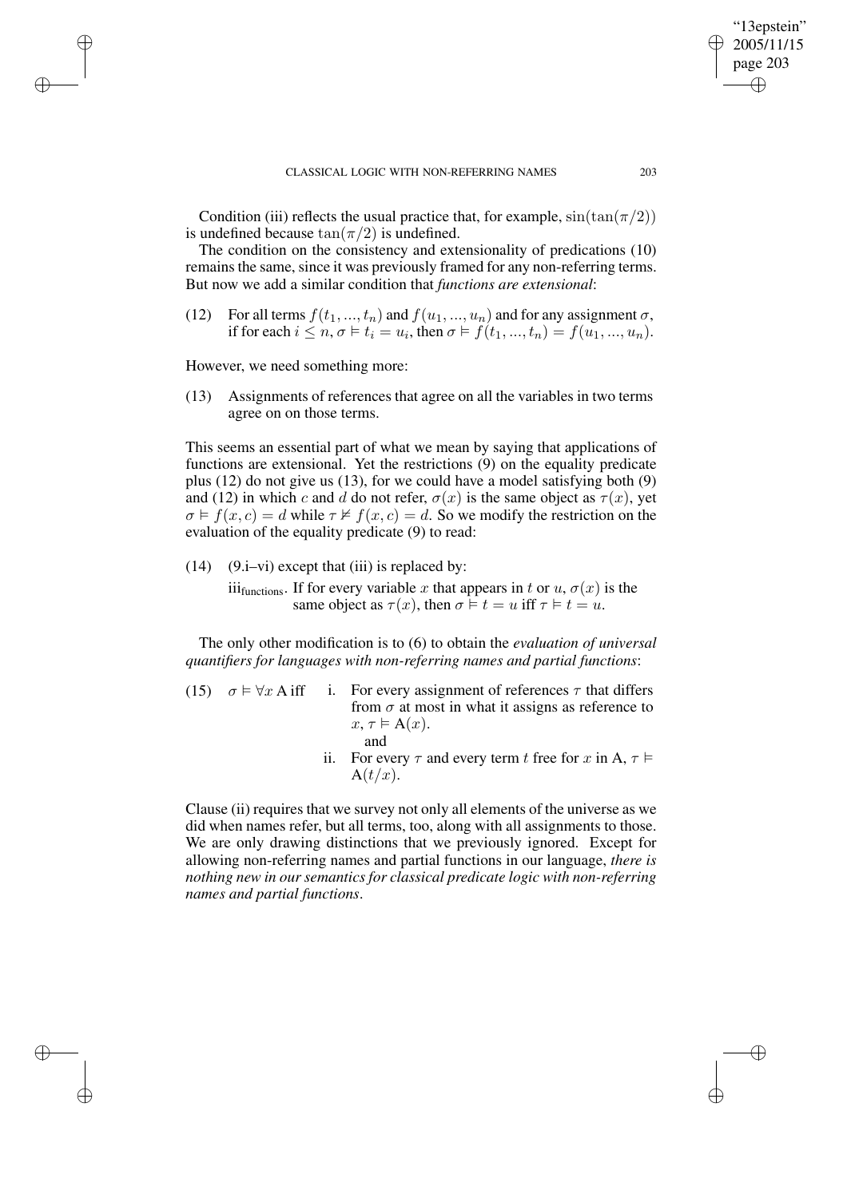Condition (iii) reflects the usual practice that, for example, $\sin(\tan(\pi/2))$ is undefined because $\tan(\pi/2)$ is undefined.

The condition on the consistency and extensionality of predications (10) remains the same, since it was previously framed for any non-referring terms. But now we add a similar condition that *functions are extensional*:

(12) For all terms $f(t_1, ..., t_n)$ and $f(u_1, ..., u_n)$ and for any assignment $\sigma$, if for each $i \leq n$, $\sigma \vDash t_i = u_i$, then $\sigma \vDash f(t_1, ..., t_n) = f(u_1, ..., u_n)$.

However, we need something more:

(13) Assignments of references that agree on all the variables in two terms agree on on those terms.

This seems an essential part of what we mean by saying that applications of functions are extensional. Yet the restrictions (9) on the equality predicate plus (12) do not give us (13), for we could have a model satisfying both (9) and (12) in which $c$ and $d$ do not refer, $\sigma(x)$ is the same object as $\tau(x)$, yet $\sigma \vDash f(x, c) = d$ while $\tau \nvDash f(x, c) = d$. So we modify the restriction on the evaluation of the equality predicate (9) to read:

(14) (9.i–vi) except that (iii) is replaced by:

iii$_{\text{functions}}$. If for every variable $x$ that appears in $t$ or $u$, $\sigma(x)$ is the same object as $\tau(x)$, then $\sigma \vDash t = u$ iff $\tau \vDash t = u$.

The only other modification is to (6) to obtain the *evaluation of universal quantifiers for languages with non-referring names and partial functions*:

(15) $\sigma \vDash \forall x$ A iff

i. For every assignment of references $\tau$ that differs from $\sigma$ at most in what it assigns as reference to $x$, $\tau \vDash \mathrm{A}(x)$.

and

ii. For every $\tau$ and every term $t$ free for $x$ in A, $\tau \vDash \mathrm{A}(t/x)$.

Clause (ii) requires that we survey not only all elements of the universe as we did when names refer, but all terms, too, along with all assignments to those. We are only drawing distinctions that we previously ignored. Except for allowing non-referring names and partial functions in our language, *there is nothing new in our semantics for classical predicate logic with non-referring names and partial functions*.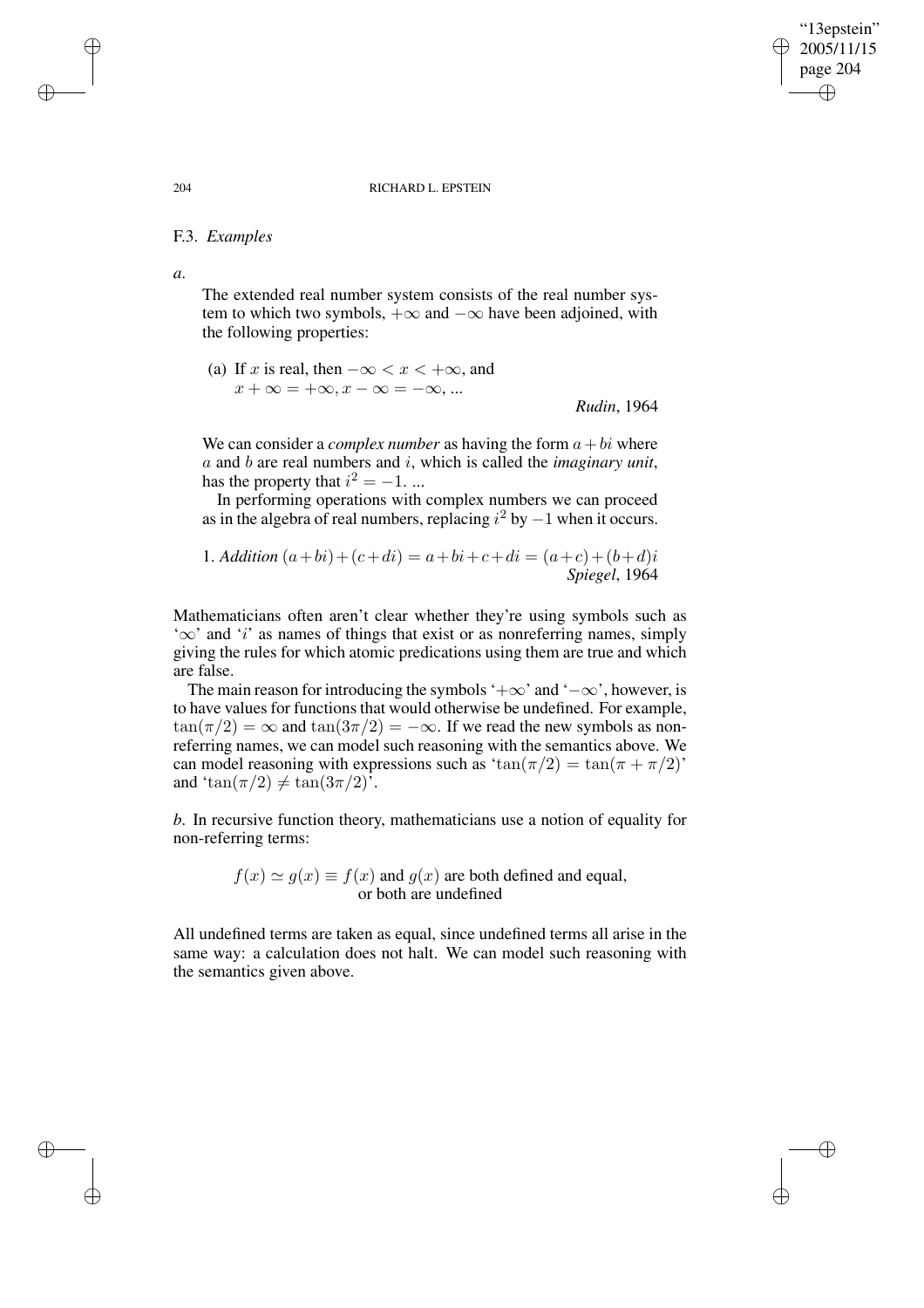### F.3. *Examples*

*a*.

> The extended real number system consists of the real number system to which two symbols, $+\infty$ and $-\infty$ have been adjoined, with the following properties:
>
> (a) If $x$ is real, then $-\infty < x < +\infty$, and
> $x + \infty = +\infty, x - \infty = -\infty, ...$
>
> *Rudin*, 1964
>
> We can consider a *complex number* as having the form $a + bi$ where $a$ and $b$ are real numbers and $i$, which is called the *imaginary unit*, has the property that $i^2 = -1$. ...
>
> In performing operations with complex numbers we can proceed as in the algebra of real numbers, replacing $i^2$ by $-1$ when it occurs.
>
> 1. *Addition* $(a+bi)+(c+di) = a+bi+c+di = (a+c)+(b+d)i$
>
> *Spiegel*, 1964

Mathematicians often aren't clear whether they're using symbols such as '$\infty$' and '$i$' as names of things that exist or as nonreferring names, simply giving the rules for which atomic predications using them are true and which are false.

The main reason for introducing the symbols '$+\infty$' and '$-\infty$', however, is to have values for functions that would otherwise be undefined. For example, $\tan(\pi/2) = \infty$ and $\tan(3\pi/2) = -\infty$. If we read the new symbols as nonreferring names, we can model such reasoning with the semantics above. We can model reasoning with expressions such as '$\tan(\pi/2) = \tan(\pi + \pi/2)$' and '$\tan(\pi/2) \neq \tan(3\pi/2)$'.

*b*. In recursive function theory, mathematicians use a notion of equality for non-referring terms:

$$f(x) \simeq g(x) \equiv f(x) \text{ and } g(x) \text{ are both defined and equal, or both are undefined}$$

All undefined terms are taken as equal, since undefined terms all arise in the same way: a calculation does not halt. We can model such reasoning with the semantics given above.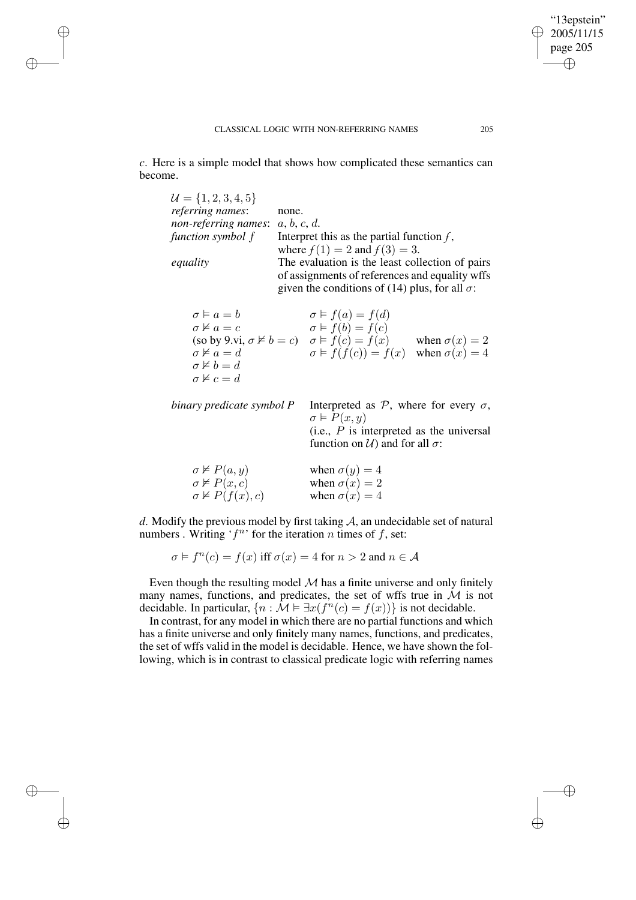*c*. Here is a simple model that shows how complicated these semantics can become.

| | |
|---|---|
| $\mathcal{U} = \{1, 2, 3, 4, 5\}$ | |
| *referring names*: | none. |
| *non-referring names*: | $a$, $b$, $c$, $d$. |
| *function symbol f* | Interpret this as the partial function $f$, where $f(1) = 2$ and $f(3) = 3$. |
| *equality* | The evaluation is the least collection of pairs of assignments of references and equality wffs given the conditions of (14) plus, for all $\sigma$: |

| | | |
|---|---|---|
| $\sigma \vDash a = b$ | $\sigma \vDash f(a) = f(d)$ | |
| $\sigma \nvDash a = c$ | $\sigma \vDash f(b) = f(c)$ | |
| (so by 9.vi, $\sigma \nvDash b = c$) | $\sigma \vDash f(c) = f(x)$ | when $\sigma(x) = 2$ |
| $\sigma \nvDash a = d$ | $\sigma \vDash f(f(c)) = f(x)$ | when $\sigma(x) = 4$ |
| $\sigma \nvDash b = d$ | | |
| $\sigma \nvDash c = d$ | | |

| | |
|---|---|
| *binary predicate symbol P* | Interpreted as $\mathcal{P}$, where for every $\sigma$, $\sigma \vDash P(x, y)$ (i.e., $P$ is interpreted as the universal function on $\mathcal{U}$) and for all $\sigma$: |
| $\sigma \nvDash P(a, y)$ | when $\sigma(y) = 4$ |
| $\sigma \nvDash P(x, c)$ | when $\sigma(x) = 2$ |
| $\sigma \nvDash P(f(x), c)$ | when $\sigma(x) = 4$ |

*d*. Modify the previous model by first taking $\mathcal{A}$, an undecidable set of natural numbers . Writing '$f^n$' for the iteration $n$ times of $f$, set:

$$\sigma \vDash f^n(c) = f(x) \text{ iff } \sigma(x) = 4 \text{ for } n > 2 \text{ and } n \in \mathcal{A}$$

Even though the resulting model $\mathcal{M}$ has a finite universe and only finitely many names, functions, and predicates, the set of wffs true in $\mathcal{M}$ is not decidable. In particular, $\{n : \mathcal{M} \vDash \exists x(f^n(c) = f(x))\}$ is not decidable.

In contrast, for any model in which there are no partial functions and which has a finite universe and only finitely many names, functions, and predicates, the set of wffs valid in the model is decidable. Hence, we have shown the following, which is in contrast to classical predicate logic with referring names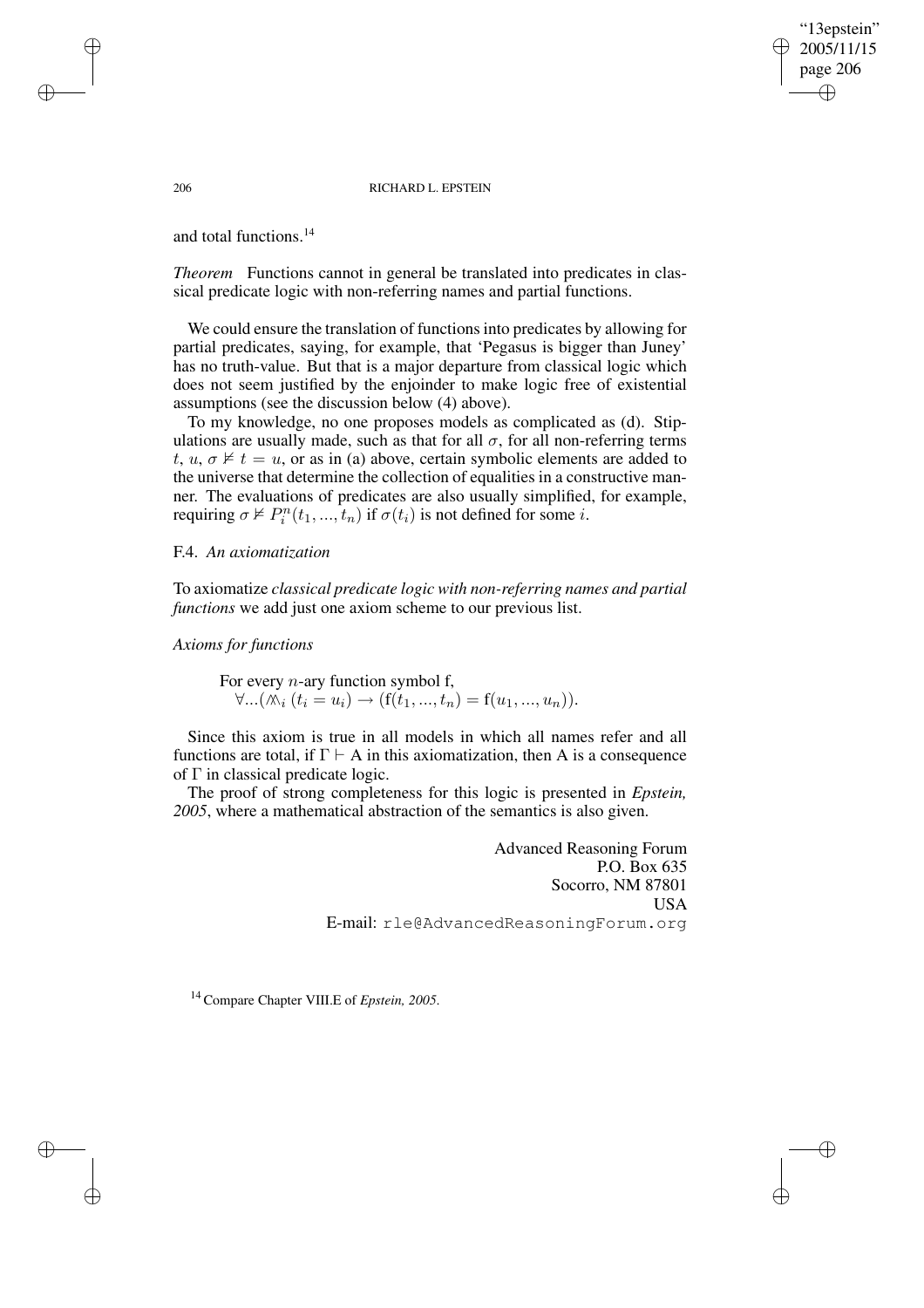and total functions.[14]

*Theorem* Functions cannot in general be translated into predicates in classical predicate logic with non-referring names and partial functions.

We could ensure the translation of functions into predicates by allowing for partial predicates, saying, for example, that 'Pegasus is bigger than Juney' has no truth-value. But that is a major departure from classical logic which does not seem justified by the enjoinder to make logic free of existential assumptions (see the discussion below (4) above).

To my knowledge, no one proposes models as complicated as (d). Stipulations are usually made, such as that for all $\sigma$, for all non-referring terms $t$, $u$, $\sigma \nvDash t = u$, or as in (a) above, certain symbolic elements are added to the universe that determine the collection of equalities in a constructive manner. The evaluations of predicates are also usually simplified, for example, requiring $\sigma \nvDash P_i^n(t_1, ..., t_n)$ if $\sigma(t_i)$ is not defined for some $i$.

F.4. *An axiomatization*

To axiomatize *classical predicate logic with non-referring names and partial functions* we add just one axiom scheme to our previous list.

*Axioms for functions*

For every $n$-ary function symbol f,
$\forall ...(\bigwedge_i (t_i = u_i) \rightarrow (\mathrm{f}(t_1, ..., t_n) = \mathrm{f}(u_1, ..., u_n))$.

Since this axiom is true in all models in which all names refer and all functions are total, if $\Gamma \vdash$ A in this axiomatization, then A is a consequence of $\Gamma$ in classical predicate logic.

The proof of strong completeness for this logic is presented in *Epstein, 2005*, where a mathematical abstraction of the semantics is also given.

Advanced Reasoning Forum
P.O. Box 635
Socorro, NM 87801
USA
E-mail: rle@AdvancedReasoningForum.org

[14] Compare Chapter VIII.E of *Epstein, 2005*.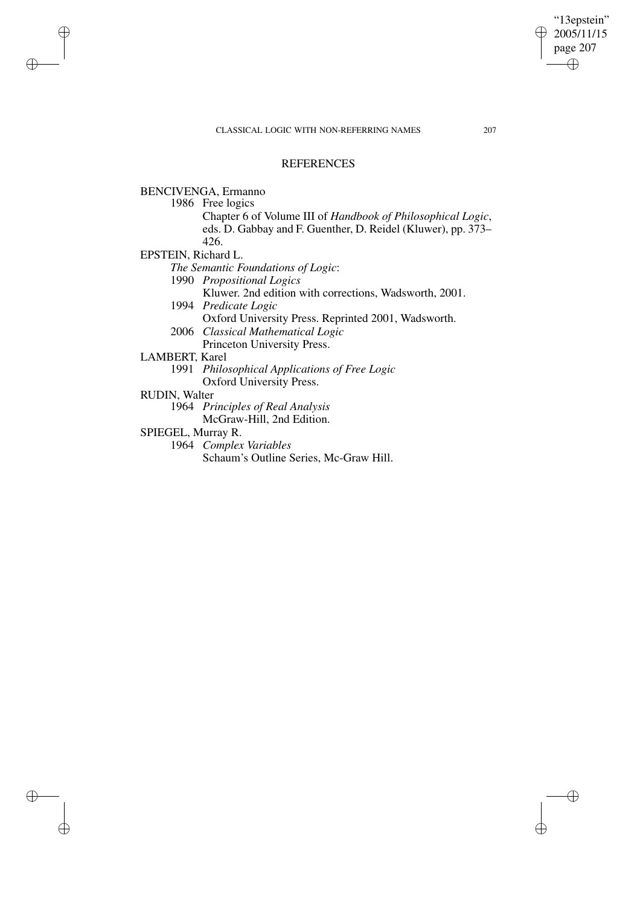## REFERENCES

BENCIVENGA, Ermanno

1986 Free logics
Chapter 6 of Volume III of *Handbook of Philosophical Logic*, eds. D. Gabbay and F. Guenther, D. Reidel (Kluwer), pp. 373–426.

EPSTEIN, Richard L.

*The Semantic Foundations of Logic*:

1990 *Propositional Logics*
Kluwer. 2nd edition with corrections, Wadsworth, 2001.

1994 *Predicate Logic*
Oxford University Press. Reprinted 2001, Wadsworth.

2006 *Classical Mathematical Logic*
Princeton University Press.

LAMBERT, Karel

1991 *Philosophical Applications of Free Logic*
Oxford University Press.

RUDIN, Walter

1964 *Principles of Real Analysis*
McGraw-Hill, 2nd Edition.

SPIEGEL, Murray R.

1964 *Complex Variables*
Schaum's Outline Series, Mc-Graw Hill.